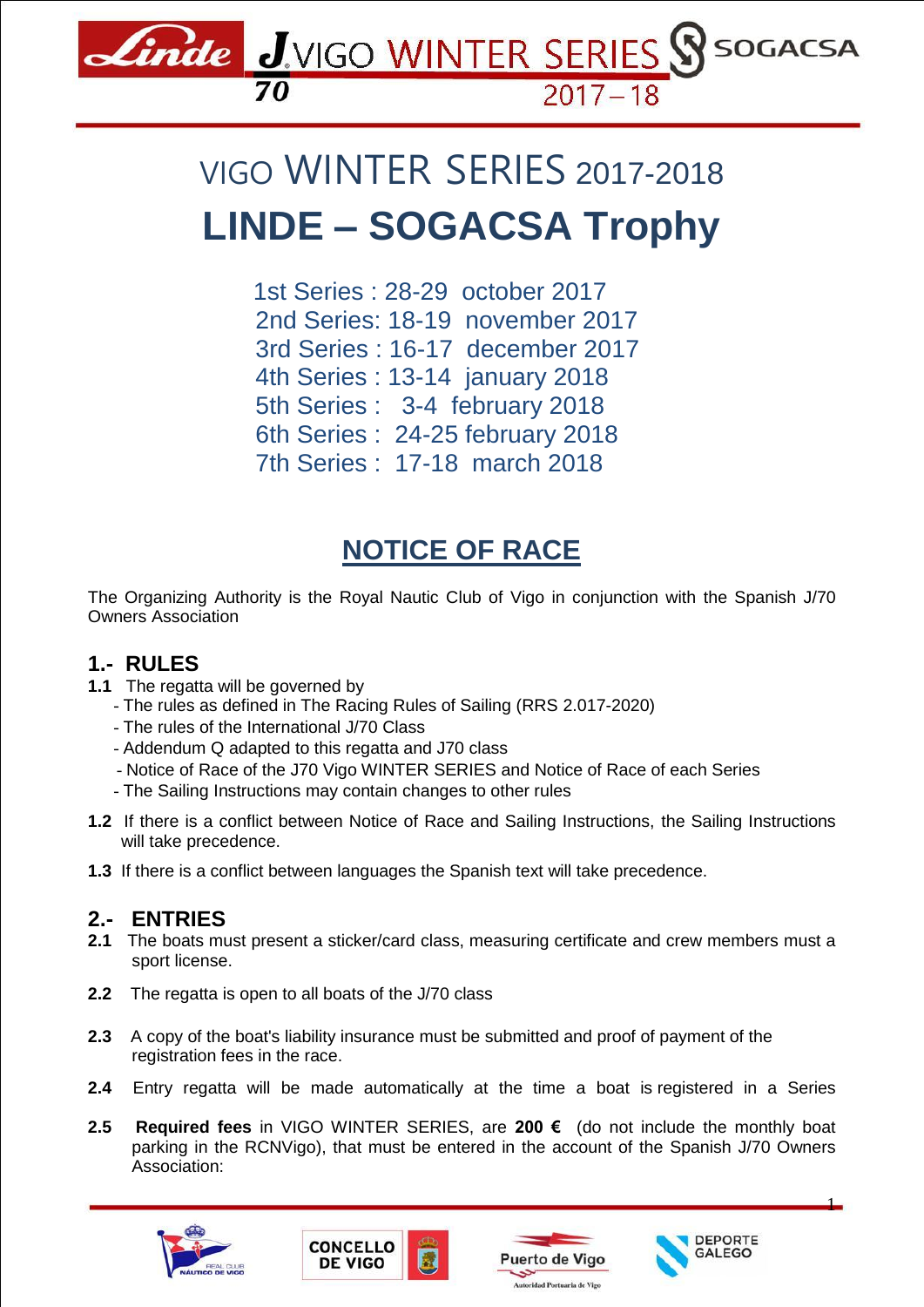# VIGO WINTER SERIES 2017-2018

# LINDE – SOGACSA Trophy

1st Series : 28-29 october 2017
2nd Series: 18-19 november 2017
3rd Series : 16-17 december 2017
4th Series : 13-14 january 2018
5th Series : 3-4 february 2018
6th Series : 24-25 february 2018
7th Series : 17-18 march 2018

## NOTICE OF RACE

The Organizing Authority is the Royal Nautic Club of Vigo in conjunction with the Spanish J/70 Owners Association

## 1.- RULES

**1.1** The regatta will be governed by

- The rules as defined in The Racing Rules of Sailing (RRS 2.017-2020)
- The rules of the International J/70 Class
- Addendum Q adapted to this regatta and J70 class
- Notice of Race of the J70 Vigo WINTER SERIES and Notice of Race of each Series
- The Sailing Instructions may contain changes to other rules

**1.2** If there is a conflict between Notice of Race and Sailing Instructions, the Sailing Instructions will take precedence.

**1.3** If there is a conflict between languages the Spanish text will take precedence.

## 2.- ENTRIES

**2.1** The boats must present a sticker/card class, measuring certificate and crew members must a sport license.

**2.2** The regatta is open to all boats of the J/70 class

**2.3** A copy of the boat's liability insurance must be submitted and proof of payment of the registration fees in the race.

**2.4** Entry regatta will be made automatically at the time a boat is registered in a Series

**2.5** **Required fees** in VIGO WINTER SERIES, are **200 €** (do not include the monthly boat parking in the RCNVigo), that must be entered in the account of the Spanish J/70 Owners Association: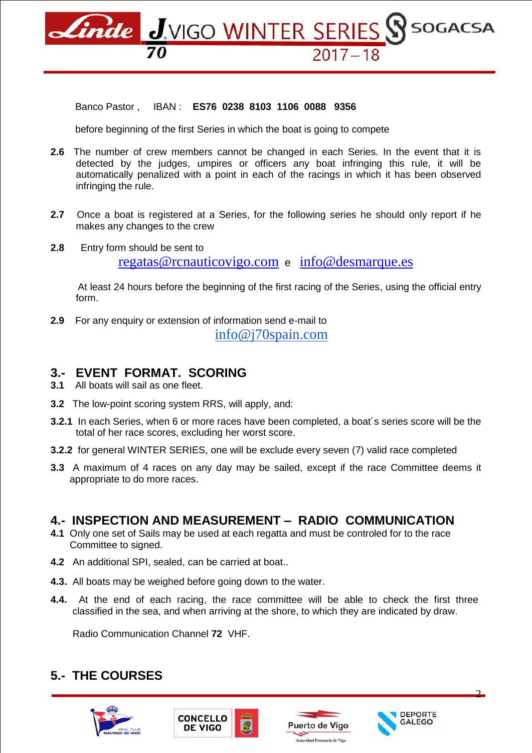Banco Pastor , IBAN : **ES76 0238 8103 1106 0088 9356**

before beginning of the first Series in which the boat is going to compete

**2.6** The number of crew members cannot be changed in each Series. In the event that it is detected by the judges, umpires or officers any boat infringing this rule, it will be automatically penalized with a point in each of the racings in which it has been observed infringing the rule.

**2.7** Once a boat is registered at a Series, for the following series he should only report if he makes any changes to the crew

**2.8** Entry form should be sent to

regatas@rcnauticovigo.com e info@desmarque.es

At least 24 hours before the beginning of the first racing of the Series, using the official entry form.

**2.9** For any enquiry or extension of information send e-mail to

info@j70spain.com

## 3.- EVENT FORMAT. SCORING

**3.1** All boats will sail as one fleet.

**3.2** The low-point scoring system RRS, will apply, and:

**3.2.1** In each Series, when 6 or more races have been completed, a boat´s series score will be the total of her race scores, excluding her worst score.

**3.2.2** for general WINTER SERIES, one will be exclude every seven (7) valid race completed

**3.3** A maximum of 4 races on any day may be sailed, except if the race Committee deems it appropriate to do more races.

## 4.- INSPECTION AND MEASUREMENT – RADIO COMMUNICATION

**4.1** Only one set of Sails may be used at each regatta and must be controled for to the race Committee to signed.

**4.2** An additional SPI, sealed, can be carried at boat..

**4.3.** All boats may be weighed before going down to the water.

**4.4.** At the end of each racing, the race committee will be able to check the first three classified in the sea, and when arriving at the shore, to which they are indicated by draw.

Radio Communication Channel **72** VHF.

## 5.- THE COURSES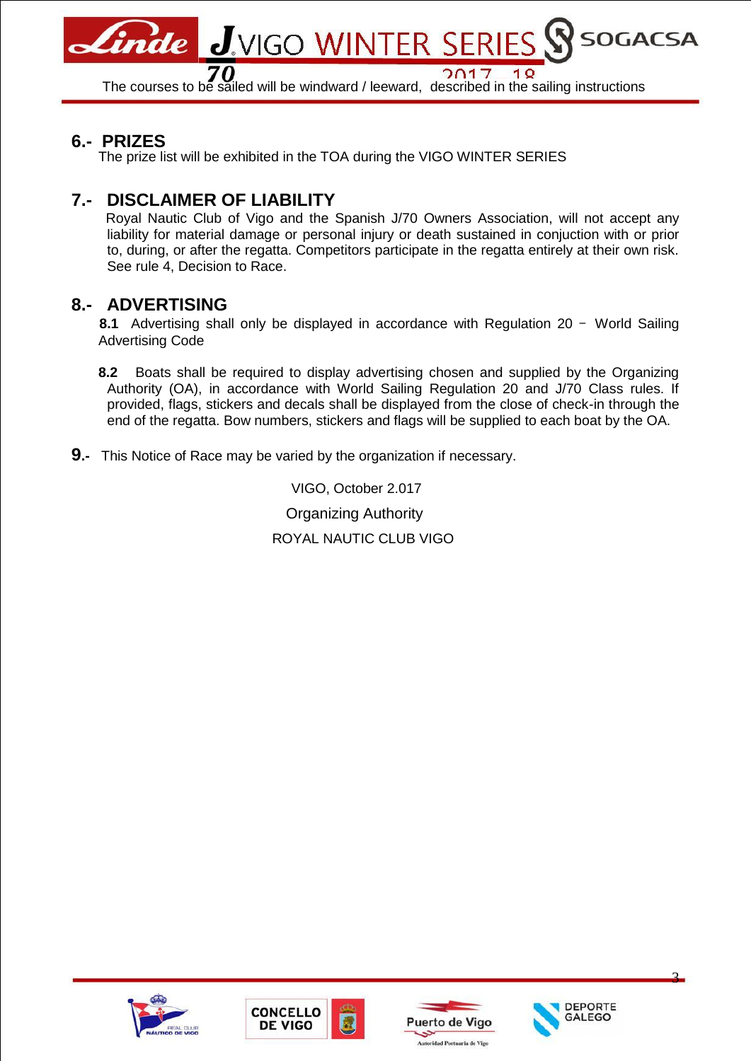The courses to be sailed will be windward / leeward, described in the sailing instructions

## 6.- PRIZES

The prize list will be exhibited in the TOA during the VIGO WINTER SERIES

## 7.- DISCLAIMER OF LIABILITY

Royal Nautic Club of Vigo and the Spanish J/70 Owners Association, will not accept any liability for material damage or personal injury or death sustained in conjuction with or prior to, during, or after the regatta. Competitors participate in the regatta entirely at their own risk. See rule 4, Decision to Race.

## 8.- ADVERTISING

**8.1** Advertising shall only be displayed in accordance with Regulation 20 – World Sailing Advertising Code

**8.2** Boats shall be required to display advertising chosen and supplied by the Organizing Authority (OA), in accordance with World Sailing Regulation 20 and J/70 Class rules. If provided, flags, stickers and decals shall be displayed from the close of check-in through the end of the regatta. Bow numbers, stickers and flags will be supplied to each boat by the OA.

**9.-** This Notice of Race may be varied by the organization if necessary.

VIGO, October 2.017

Organizing Authority

ROYAL NAUTIC CLUB VIGO